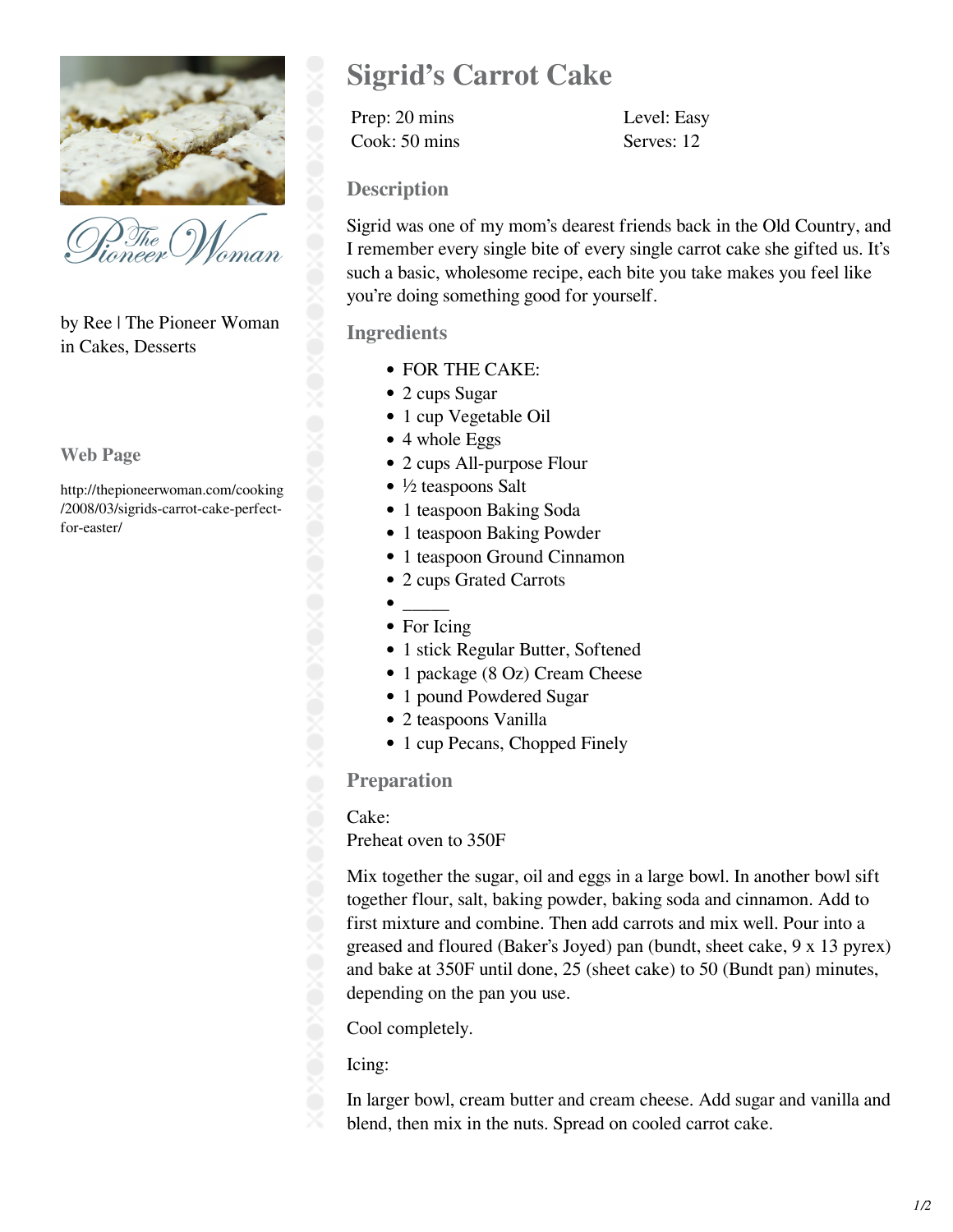# Sigrid's Carrot Cake

Prep: 20 mins
Cook: 50 mins

Level: Easy
Serves: 12

by Ree | The Pioneer Woman
in Cakes, Desserts

### Web Page

http://thepioneerwoman.com/cooking/2008/03/sigrids-carrot-cake-perfect-for-easter/

## Description

Sigrid was one of my mom's dearest friends back in the Old Country, and I remember every single bite of every single carrot cake she gifted us. It's such a basic, wholesome recipe, each bite you take makes you feel like you're doing something good for yourself.

## Ingredients

- FOR THE CAKE:
- 2 cups Sugar
- 1 cup Vegetable Oil
- 4 whole Eggs
- 2 cups All-purpose Flour
- ½ teaspoons Salt
- 1 teaspoon Baking Soda
- 1 teaspoon Baking Powder
- 1 teaspoon Ground Cinnamon
- 2 cups Grated Carrots
- _____
- For Icing
- 1 stick Regular Butter, Softened
- 1 package (8 Oz) Cream Cheese
- 1 pound Powdered Sugar
- 2 teaspoons Vanilla
- 1 cup Pecans, Chopped Finely

## Preparation

Cake:
Preheat oven to 350F

Mix together the sugar, oil and eggs in a large bowl. In another bowl sift together flour, salt, baking powder, baking soda and cinnamon. Add to first mixture and combine. Then add carrots and mix well. Pour into a greased and floured (Baker's Joyed) pan (bundt, sheet cake, 9 x 13 pyrex) and bake at 350F until done, 25 (sheet cake) to 50 (Bundt pan) minutes, depending on the pan you use.

Cool completely.

Icing:

In larger bowl, cream butter and cream cheese. Add sugar and vanilla and blend, then mix in the nuts. Spread on cooled carrot cake.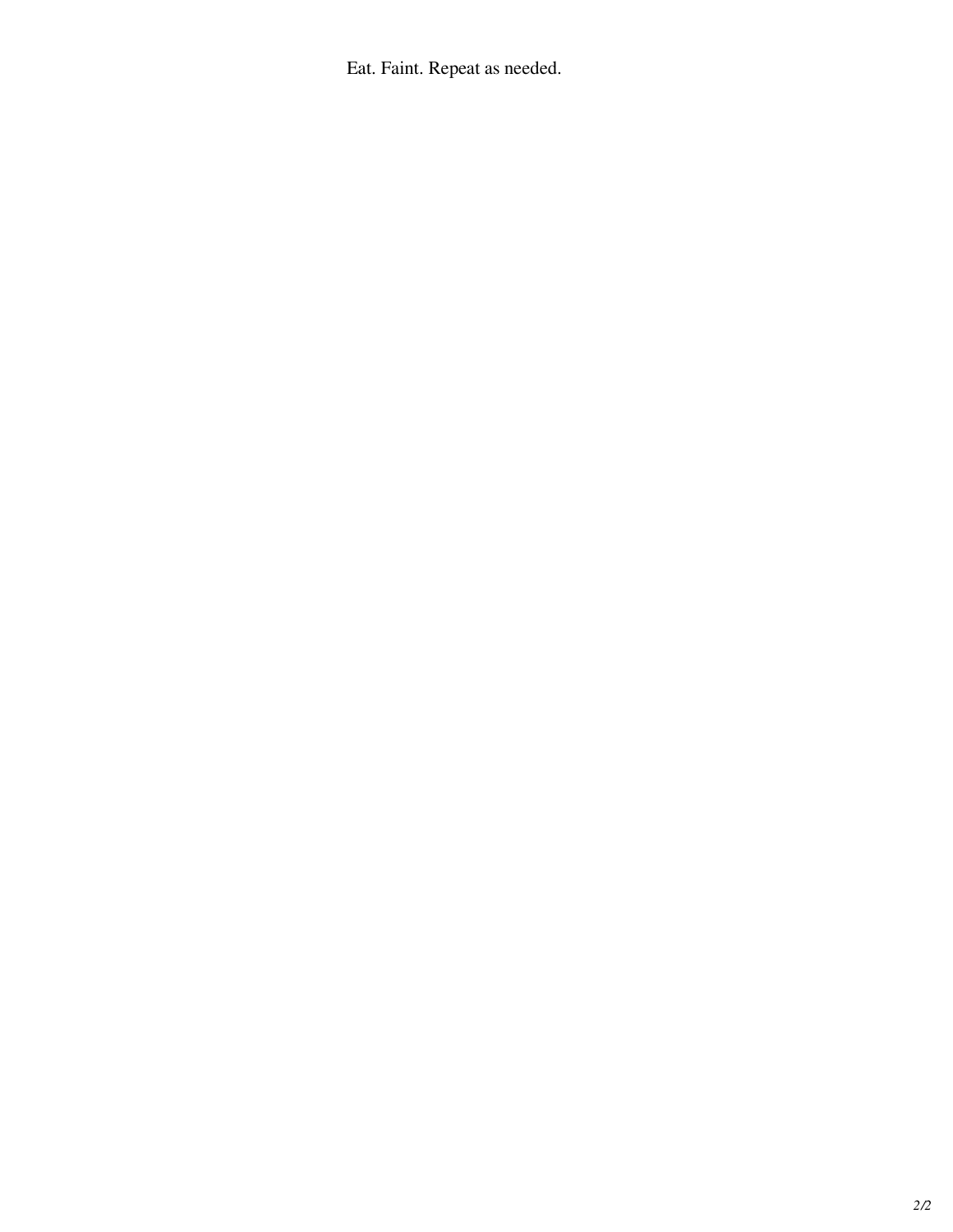Eat. Faint. Repeat as needed.